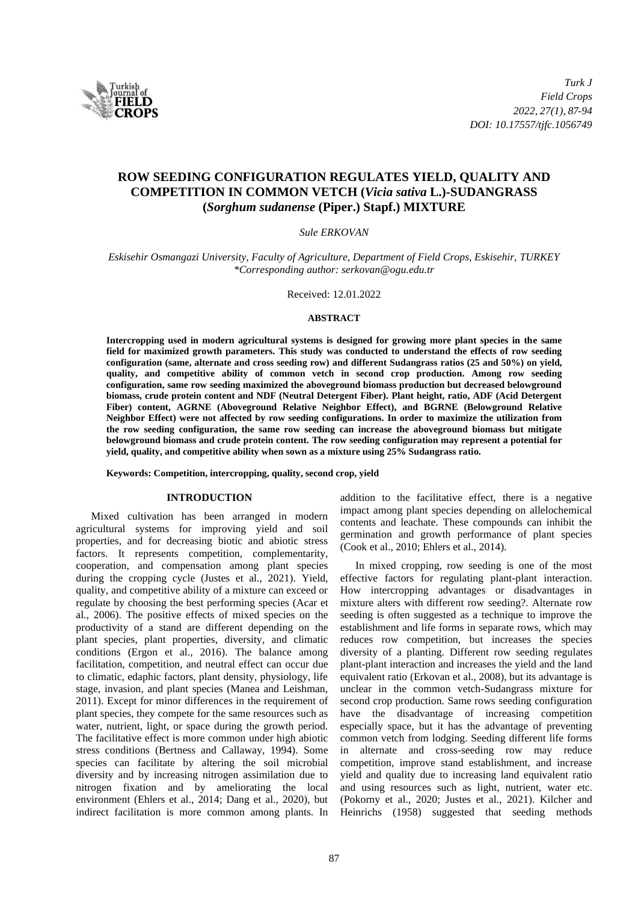# ROW SEEDING CONFIGURATION REGULATES YIELD, QUALITY AND COMPETITION IN COMMON VETCH (*Vicia sativa* L.)-SUDANGRASS (*Sorghum sudanense* (Piper.) Stapf.) MIXTURE

*Sule ERKOVAN*

*Eskisehir Osmangazi University, Faculty of Agriculture, Department of Field Crops, Eskisehir, TURKEY*
*\*Corresponding author: serkovan@ogu.edu.tr*

Received: 12.01.2022

## ABSTRACT

**Intercropping used in modern agricultural systems is designed for growing more plant species in the same field for maximized growth parameters. This study was conducted to understand the effects of row seeding configuration (same, alternate and cross seeding row) and different Sudangrass ratios (25 and 50%) on yield, quality, and competitive ability of common vetch in second crop production. Among row seeding configuration, same row seeding maximized the aboveground biomass production but decreased belowground biomass, crude protein content and NDF (Neutral Detergent Fiber). Plant height, ratio, ADF (Acid Detergent Fiber) content, AGRNE (Aboveground Relative Neighbor Effect), and BGRNE (Belowground Relative Neighbor Effect) were not affected by row seeding configurations. In order to maximize the utilization from the row seeding configuration, the same row seeding can increase the aboveground biomass but mitigate belowground biomass and crude protein content. The row seeding configuration may represent a potential for yield, quality, and competitive ability when sown as a mixture using 25% Sudangrass ratio.**

**Keywords: Competition, intercropping, quality, second crop, yield**

## INTRODUCTION

Mixed cultivation has been arranged in modern agricultural systems for improving yield and soil properties, and for decreasing biotic and abiotic stress factors. It represents competition, complementarity, cooperation, and compensation among plant species during the cropping cycle (Justes et al., 2021). Yield, quality, and competitive ability of a mixture can exceed or regulate by choosing the best performing species (Acar et al., 2006). The positive effects of mixed species on the productivity of a stand are different depending on the plant species, plant properties, diversity, and climatic conditions (Ergon et al., 2016). The balance among facilitation, competition, and neutral effect can occur due to climatic, edaphic factors, plant density, physiology, life stage, invasion, and plant species (Manea and Leishman, 2011). Except for minor differences in the requirement of plant species, they compete for the same resources such as water, nutrient, light, or space during the growth period. The facilitative effect is more common under high abiotic stress conditions (Bertness and Callaway, 1994). Some species can facilitate by altering the soil microbial diversity and by increasing nitrogen assimilation due to nitrogen fixation and by ameliorating the local environment (Ehlers et al., 2014; Dang et al., 2020), but indirect facilitation is more common among plants. In addition to the facilitative effect, there is a negative impact among plant species depending on allelochemical contents and leachate. These compounds can inhibit the germination and growth performance of plant species (Cook et al., 2010; Ehlers et al., 2014).

In mixed cropping, row seeding is one of the most effective factors for regulating plant-plant interaction. How intercropping advantages or disadvantages in mixture alters with different row seeding?. Alternate row seeding is often suggested as a technique to improve the establishment and life forms in separate rows, which may reduces row competition, but increases the species diversity of a planting. Different row seeding regulates plant-plant interaction and increases the yield and the land equivalent ratio (Erkovan et al., 2008), but its advantage is unclear in the common vetch-Sudangrass mixture for second crop production. Same rows seeding configuration have the disadvantage of increasing competition especially space, but it has the advantage of preventing common vetch from lodging. Seeding different life forms in alternate and cross-seeding row may reduce competition, improve stand establishment, and increase yield and quality due to increasing land equivalent ratio and using resources such as light, nutrient, water etc. (Pokorny et al., 2020; Justes et al., 2021). Kilcher and Heinrichs (1958) suggested that seeding methods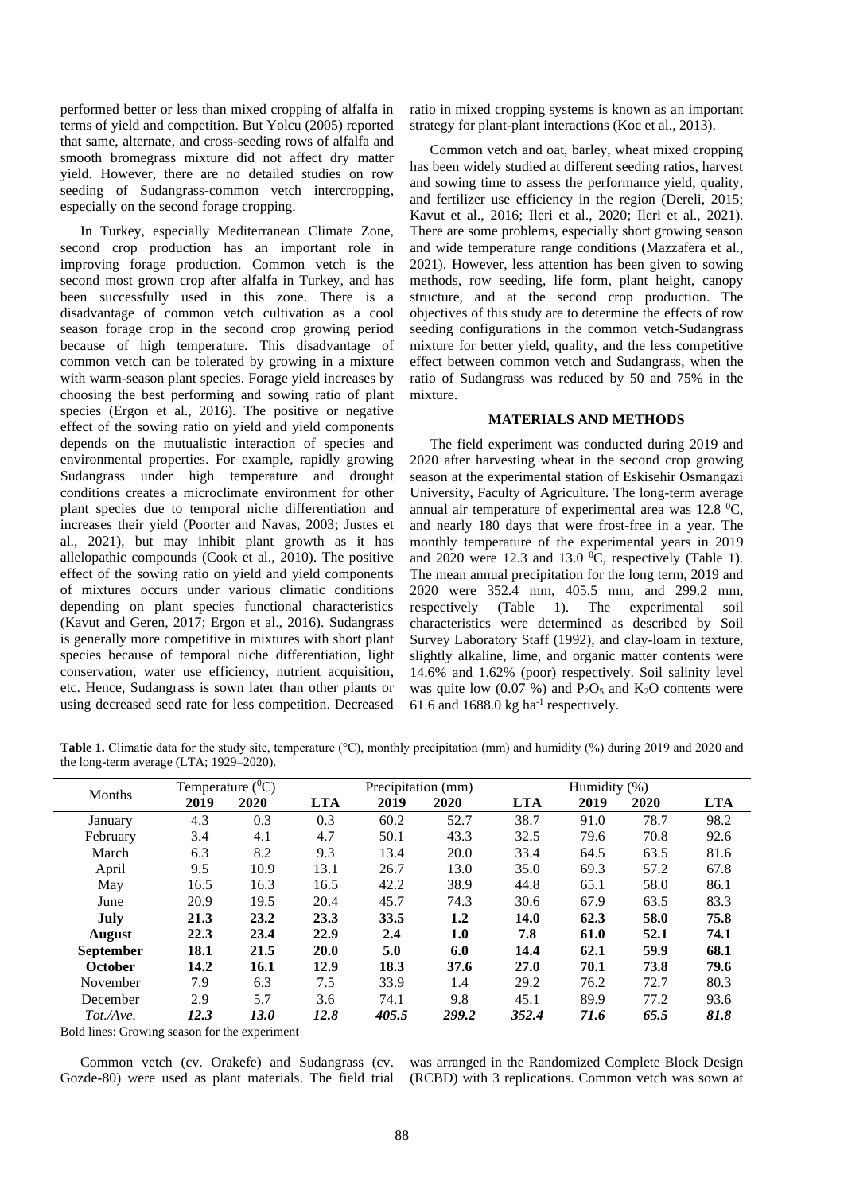performed better or less than mixed cropping of alfalfa in terms of yield and competition. But Yolcu (2005) reported that same, alternate, and cross-seeding rows of alfalfa and smooth bromegrass mixture did not affect dry matter yield. However, there are no detailed studies on row seeding of Sudangrass-common vetch intercropping, especially on the second forage cropping.

In Turkey, especially Mediterranean Climate Zone, second crop production has an important role in improving forage production. Common vetch is the second most grown crop after alfalfa in Turkey, and has been successfully used in this zone. There is a disadvantage of common vetch cultivation as a cool season forage crop in the second crop growing period because of high temperature. This disadvantage of common vetch can be tolerated by growing in a mixture with warm-season plant species. Forage yield increases by choosing the best performing and sowing ratio of plant species (Ergon et al., 2016). The positive or negative effect of the sowing ratio on yield and yield components depends on the mutualistic interaction of species and environmental properties. For example, rapidly growing Sudangrass under high temperature and drought conditions creates a microclimate environment for other plant species due to temporal niche differentiation and increases their yield (Poorter and Navas, 2003; Justes et al., 2021), but may inhibit plant growth as it has allelopathic compounds (Cook et al., 2010). The positive effect of the sowing ratio on yield and yield components of mixtures occurs under various climatic conditions depending on plant species functional characteristics (Kavut and Geren, 2017; Ergon et al., 2016). Sudangrass is generally more competitive in mixtures with short plant species because of temporal niche differentiation, light conservation, water use efficiency, nutrient acquisition, etc. Hence, Sudangrass is sown later than other plants or using decreased seed rate for less competition. Decreased ratio in mixed cropping systems is known as an important strategy for plant-plant interactions (Koc et al., 2013).

Common vetch and oat, barley, wheat mixed cropping has been widely studied at different seeding ratios, harvest and sowing time to assess the performance yield, quality, and fertilizer use efficiency in the region (Dereli, 2015; Kavut et al., 2016; Ileri et al., 2020; Ileri et al., 2021). There are some problems, especially short growing season and wide temperature range conditions (Mazzafera et al., 2021). However, less attention has been given to sowing methods, row seeding, life form, plant height, canopy structure, and at the second crop production. The objectives of this study are to determine the effects of row seeding configurations in the common vetch-Sudangrass mixture for better yield, quality, and the less competitive effect between common vetch and Sudangrass, when the ratio of Sudangrass was reduced by 50 and 75% in the mixture.

## MATERIALS AND METHODS

The field experiment was conducted during 2019 and 2020 after harvesting wheat in the second crop growing season at the experimental station of Eskisehir Osmangazi University, Faculty of Agriculture. The long-term average annual air temperature of experimental area was 12.8 $^0$C, and nearly 180 days that were frost-free in a year. The monthly temperature of the experimental years in 2019 and 2020 were 12.3 and 13.0 $^0$C, respectively (Table 1). The mean annual precipitation for the long term, 2019 and 2020 were 352.4 mm, 405.5 mm, and 299.2 mm, respectively (Table 1). The experimental soil characteristics were determined as described by Soil Survey Laboratory Staff (1992), and clay-loam in texture, slightly alkaline, lime, and organic matter contents were 14.6% and 1.62% (poor) respectively. Soil salinity level was quite low (0.07 %) and $P_2O_5$ and $K_2O$ contents were 61.6 and 1688.0 kg ha$^{-1}$ respectively.

**Table 1.** Climatic data for the study site, temperature (°C), monthly precipitation (mm) and humidity (%) during 2019 and 2020 and the long-term average (LTA; 1929–2020).

| Months | Temperature ($^0$C) | | | Precipitation (mm) | | | Humidity (%) | | |
|---|---|---|---|---|---|---|---|---|---|
| | **2019** | **2020** | **LTA** | **2019** | **2020** | **LTA** | **2019** | **2020** | **LTA** |
| January | 4.3 | 0.3 | 0.3 | 60.2 | 52.7 | 38.7 | 91.0 | 78.7 | 98.2 |
| February | 3.4 | 4.1 | 4.7 | 50.1 | 43.3 | 32.5 | 79.6 | 70.8 | 92.6 |
| March | 6.3 | 8.2 | 9.3 | 13.4 | 20.0 | 33.4 | 64.5 | 63.5 | 81.6 |
| April | 9.5 | 10.9 | 13.1 | 26.7 | 13.0 | 35.0 | 69.3 | 57.2 | 67.8 |
| May | 16.5 | 16.3 | 16.5 | 42.2 | 38.9 | 44.8 | 65.1 | 58.0 | 86.1 |
| June | 20.9 | 19.5 | 20.4 | 45.7 | 74.3 | 30.6 | 67.9 | 63.5 | 83.3 |
| **July** | **21.3** | **23.2** | **23.3** | **33.5** | **1.2** | **14.0** | **62.3** | **58.0** | **75.8** |
| **August** | **22.3** | **23.4** | **22.9** | **2.4** | **1.0** | **7.8** | **61.0** | **52.1** | **74.1** |
| **September** | **18.1** | **21.5** | **20.0** | **5.0** | **6.0** | **14.4** | **62.1** | **59.9** | **68.1** |
| **October** | **14.2** | **16.1** | **12.9** | **18.3** | **37.6** | **27.0** | **70.1** | **73.8** | **79.6** |
| November | 7.9 | 6.3 | 7.5 | 33.9 | 1.4 | 29.2 | 76.2 | 72.7 | 80.3 |
| December | 2.9 | 5.7 | 3.6 | 74.1 | 9.8 | 45.1 | 89.9 | 77.2 | 93.6 |
| *Tot./Ave.* | ***12.3*** | ***13.0*** | ***12.8*** | ***405.5*** | ***299.2*** | ***352.4*** | ***71.6*** | ***65.5*** | ***81.8*** |

Bold lines: Growing season for the experiment

Common vetch (cv. Orakefe) and Sudangrass (cv. Gozde-80) were used as plant materials. The field trial was arranged in the Randomized Complete Block Design (RCBD) with 3 replications. Common vetch was sown at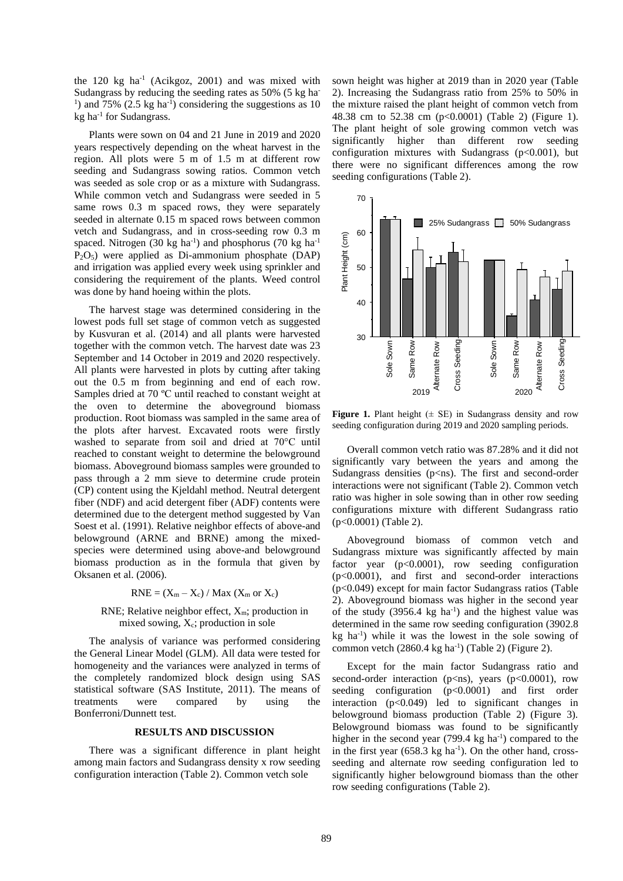the 120 kg ha$^{-1}$ (Acikgoz, 2001) and was mixed with Sudangrass by reducing the seeding rates as 50% (5 kg ha$^{-1}$) and 75% (2.5 kg ha$^{-1}$) considering the suggestions as 10 kg ha$^{-1}$ for Sudangrass.

Plants were sown on 04 and 21 June in 2019 and 2020 years respectively depending on the wheat harvest in the region. All plots were 5 m of 1.5 m at different row seeding and Sudangrass sowing ratios. Common vetch was seeded as sole crop or as a mixture with Sudangrass. While common vetch and Sudangrass were seeded in 5 same rows 0.3 m spaced rows, they were separately seeded in alternate 0.15 m spaced rows between common vetch and Sudangrass, and in cross-seeding row 0.3 m spaced. Nitrogen (30 kg ha$^{-1}$) and phosphorus (70 kg ha$^{-1}$ $P_2O_5$) were applied as Di-ammonium phosphate (DAP) and irrigation was applied every week using sprinkler and considering the requirement of the plants. Weed control was done by hand hoeing within the plots.

The harvest stage was determined considering in the lowest pods full set stage of common vetch as suggested by Kusvuran et al. (2014) and all plants were harvested together with the common vetch. The harvest date was 23 September and 14 October in 2019 and 2020 respectively. All plants were harvested in plots by cutting after taking out the 0.5 m from beginning and end of each row. Samples dried at 70 ºC until reached to constant weight at the oven to determine the aboveground biomass production. Root biomass was sampled in the same area of the plots after harvest. Excavated roots were firstly washed to separate from soil and dried at 70°C until reached to constant weight to determine the belowground biomass. Aboveground biomass samples were grounded to pass through a 2 mm sieve to determine crude protein (CP) content using the Kjeldahl method. Neutral detergent fiber (NDF) and acid detergent fiber (ADF) contents were determined due to the detergent method suggested by Van Soest et al. (1991). Relative neighbor effects of above-and belowground (ARNE and BRNE) among the mixed-species were determined using above-and belowground biomass production as in the formula that given by Oksanen et al. (2006).

$$RNE = (X_m - X_c) / Max\ (X_m \text{ or } X_c)$$

RNE; Relative neighbor effect, $X_m$; production in mixed sowing, $X_c$; production in sole

The analysis of variance was performed considering the General Linear Model (GLM). All data were tested for homogeneity and the variances were analyzed in terms of the completely randomized block design using SAS statistical software (SAS Institute, 2011). The means of treatments were compared by using the Bonferroni/Dunnett test.

## RESULTS AND DISCUSSION

There was a significant difference in plant height among main factors and Sudangrass density x row seeding configuration interaction (Table 2). Common vetch sole sown height was higher at 2019 than in 2020 year (Table 2). Increasing the Sudangrass ratio from 25% to 50% in the mixture raised the plant height of common vetch from 48.38 cm to 52.38 cm ($p<0.0001$) (Table 2) (Figure 1). The plant height of sole growing common vetch was significantly higher than different row seeding configuration mixtures with Sudangrass ($p<0.001$), but there were no significant differences among the row seeding configurations (Table 2).

**Figure 1.** Plant height (± SE) in Sudangrass density and row seeding configuration during 2019 and 2020 sampling periods.

Overall common vetch ratio was 87.28% and it did not significantly vary between the years and among the Sudangrass densities ($p<ns$). The first and second-order interactions were not significant (Table 2). Common vetch ratio was higher in sole sowing than in other row seeding configurations mixture with different Sudangrass ratio ($p<0.0001$) (Table 2).

Aboveground biomass of common vetch and Sudangrass mixture was significantly affected by main factor year ($p<0.0001$), row seeding configuration ($p<0.0001$), and first and second-order interactions ($p<0.049$) except for main factor Sudangrass ratios (Table 2). Aboveground biomass was higher in the second year of the study (3956.4 kg ha$^{-1}$) and the highest value was determined in the same row seeding configuration (3902.8 kg ha$^{-1}$) while it was the lowest in the sole sowing of common vetch (2860.4 kg ha$^{-1}$) (Table 2) (Figure 2).

Except for the main factor Sudangrass ratio and second-order interaction ($p<ns$), years ($p<0.0001$), row seeding configuration ($p<0.0001$) and first order interaction ($p<0.049$) led to significant changes in belowground biomass production (Table 2) (Figure 3). Belowground biomass was found to be significantly higher in the second year (799.4 kg ha$^{-1}$) compared to the in the first year (658.3 kg ha$^{-1}$). On the other hand, cross-seeding and alternate row seeding configuration led to significantly higher belowground biomass than the other row seeding configurations (Table 2).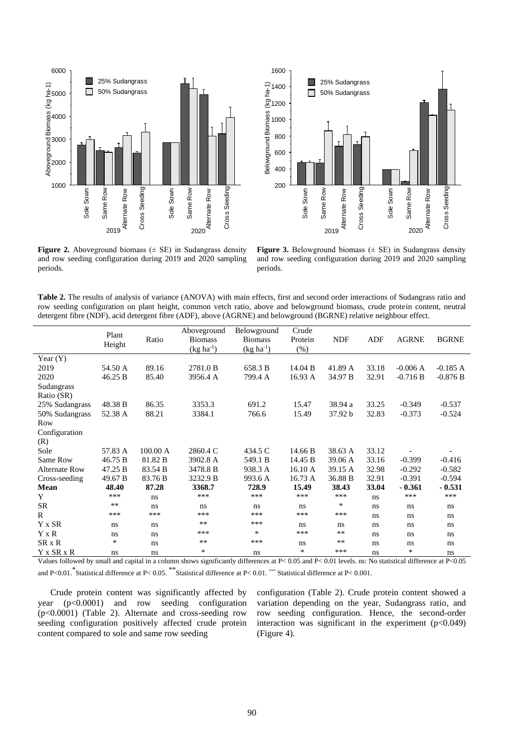**Figure 2.** Aboveground biomass (± SE) in Sudangrass density and row seeding configuration during 2019 and 2020 sampling periods.

**Figure 3.** Belowground biomass (± SE) in Sudangrass density and row seeding configuration during 2019 and 2020 sampling periods.

**Table 2.** The results of analysis of variance (ANOVA) with main effects, first and second order interactions of Sudangrass ratio and row seeding configuration on plant height, common vetch ratio, above and belowground biomass, crude protein content, neutral detergent fibre (NDF), acid detergent fibre (ADF), above (AGRNE) and belowground (BGRNE) relative neighbour effect.

| | Plant Height | Ratio | Aboveground Biomass (kg ha$^{-1}$) | Belowground Biomass (kg ha$^{-1}$) | Crude Protein (%) | NDF | ADF | AGRNE | BGRNE |
|---|---|---|---|---|---|---|---|---|---|
| Year (Y) | | | | | | | | | |
| 2019 | 54.50 A | 89.16 | 2781.0 B | 658.3 B | 14.04 B | 41.89 A | 33.18 | -0.006 A | -0.185 A |
| 2020 | 46.25 B | 85.40 | 3956.4 A | 799.4 A | 16.93 A | 34.97 B | 32.91 | -0.716 B | -0.876 B |
| Sudangrass Ratio (SR) | | | | | | | | | |
| 25% Sudangrass | 48.38 B | 86.35 | 3353.3 | 691.2 | 15.47 | 38.94 a | 33.25 | -0.349 | -0.537 |
| 50% Sudangrass | 52.38 A | 88.21 | 3384.1 | 766.6 | 15.49 | 37.92 b | 32.83 | -0.373 | -0.524 |
| Row Configuration (R) | | | | | | | | | |
| Sole | 57.83 A | 100.00 A | 2860.4 C | 434.5 C | 14.66 B | 38.63 A | 33.12 | - | - |
| Same Row | 46.75 B | 81.82 B | 3902.8 A | 549.1 B | 14.45 B | 39.06 A | 33.16 | -0.399 | -0.416 |
| Alternate Row | 47.25 B | 83.54 B | 3478.8 B | 938.3 A | 16.10 A | 39.15 A | 32.98 | -0.292 | -0.582 |
| Cross-seeding | 49.67 B | 83.76 B | 3232.9 B | 993.6 A | 16.73 A | 36.88 B | 32.91 | -0.391 | -0.594 |
| **Mean** | **48.40** | **87.28** | **3368.7** | **728.9** | **15.49** | **38.43** | **33.04** | **- 0.361** | **- 0.531** |
| Y | *** | ns | *** | *** | *** | *** | ns | *** | *** |
| SR | ** | ns | ns | ns | ns | * | ns | ns | ns |
| R | *** | *** | *** | *** | *** | *** | ns | ns | ns |
| Y x SR | ns | ns | ** | *** | ns | ns | ns | ns | ns |
| Y x R | ns | ns | *** | * | *** | ** | ns | ns | ns |
| SR x R | * | ns | ** | *** | ns | ** | ns | ns | ns |
| Y x SR x R | ns | ns | * | ns | * | *** | ns | * | ns |

Values followed by small and capital in a column shows significantly differences at P< 0.05 and P< 0.01 levels. ns: No statistical difference at P<0.05 and P<0.01. * Statistical difference at P< 0.05. ** Statistical difference at P< 0.01. *** Statistical difference at P< 0.001.

Crude protein content was significantly affected by year ($p<0.0001$) and row seeding configuration ($p<0.0001$) (Table 2). Alternate and cross-seeding row seeding configuration positively affected crude protein content compared to sole and same row seeding configuration (Table 2). Crude protein content showed a variation depending on the year, Sudangrass ratio, and row seeding configuration. Hence, the second-order interaction was significant in the experiment ($p<0.049$) (Figure 4).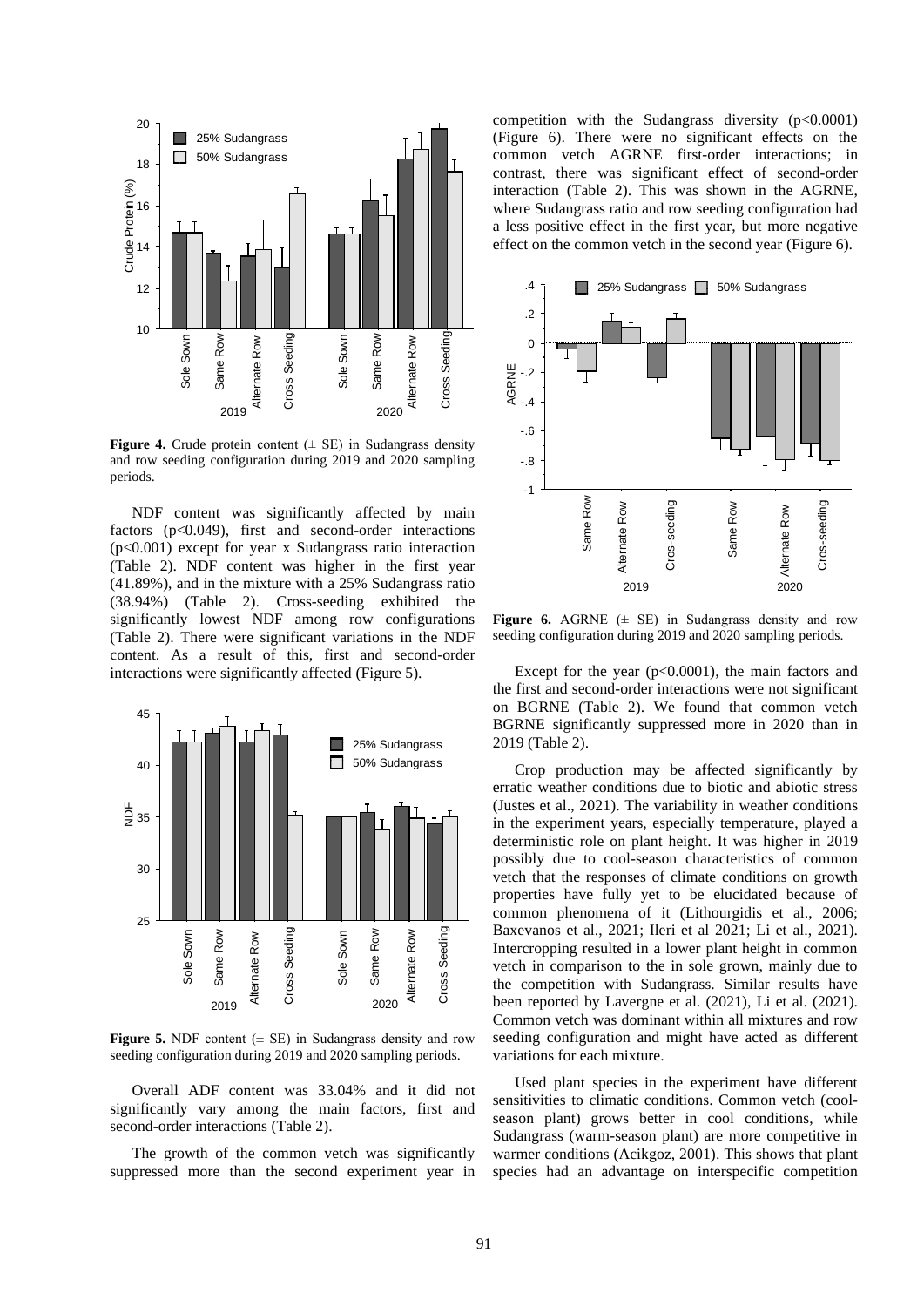**Figure 4.** Crude protein content (± SE) in Sudangrass density and row seeding configuration during 2019 and 2020 sampling periods.

NDF content was significantly affected by main factors ($p<0.049$), first and second-order interactions ($p<0.001$) except for year x Sudangrass ratio interaction (Table 2). NDF content was higher in the first year (41.89%), and in the mixture with a 25% Sudangrass ratio (38.94%) (Table 2). Cross-seeding exhibited the significantly lowest NDF among row configurations (Table 2). There were significant variations in the NDF content. As a result of this, first and second-order interactions were significantly affected (Figure 5).

**Figure 5.** NDF content (± SE) in Sudangrass density and row seeding configuration during 2019 and 2020 sampling periods.

Overall ADF content was 33.04% and it did not significantly vary among the main factors, first and second-order interactions (Table 2).

The growth of the common vetch was significantly suppressed more than the second experiment year in competition with the Sudangrass diversity ($p<0.0001$) (Figure 6). There were no significant effects on the common vetch AGRNE first-order interactions; in contrast, there was significant effect of second-order interaction (Table 2). This was shown in the AGRNE, where Sudangrass ratio and row seeding configuration had a less positive effect in the first year, but more negative effect on the common vetch in the second year (Figure 6).

**Figure 6.** AGRNE (± SE) in Sudangrass density and row seeding configuration during 2019 and 2020 sampling periods.

Except for the year ($p<0.0001$), the main factors and the first and second-order interactions were not significant on BGRNE (Table 2). We found that common vetch BGRNE significantly suppressed more in 2020 than in 2019 (Table 2).

Crop production may be affected significantly by erratic weather conditions due to biotic and abiotic stress (Justes et al., 2021). The variability in weather conditions in the experiment years, especially temperature, played a deterministic role on plant height. It was higher in 2019 possibly due to cool-season characteristics of common vetch that the responses of climate conditions on growth properties have fully yet to be elucidated because of common phenomena of it (Lithourgidis et al., 2006; Baxevanos et al., 2021; Ileri et al 2021; Li et al., 2021). Intercropping resulted in a lower plant height in common vetch in comparison to the in sole grown, mainly due to the competition with Sudangrass. Similar results have been reported by Lavergne et al. (2021), Li et al. (2021). Common vetch was dominant within all mixtures and row seeding configuration and might have acted as different variations for each mixture.

Used plant species in the experiment have different sensitivities to climatic conditions. Common vetch (cool-season plant) grows better in cool conditions, while Sudangrass (warm-season plant) are more competitive in warmer conditions (Acikgoz, 2001). This shows that plant species had an advantage on interspecific competition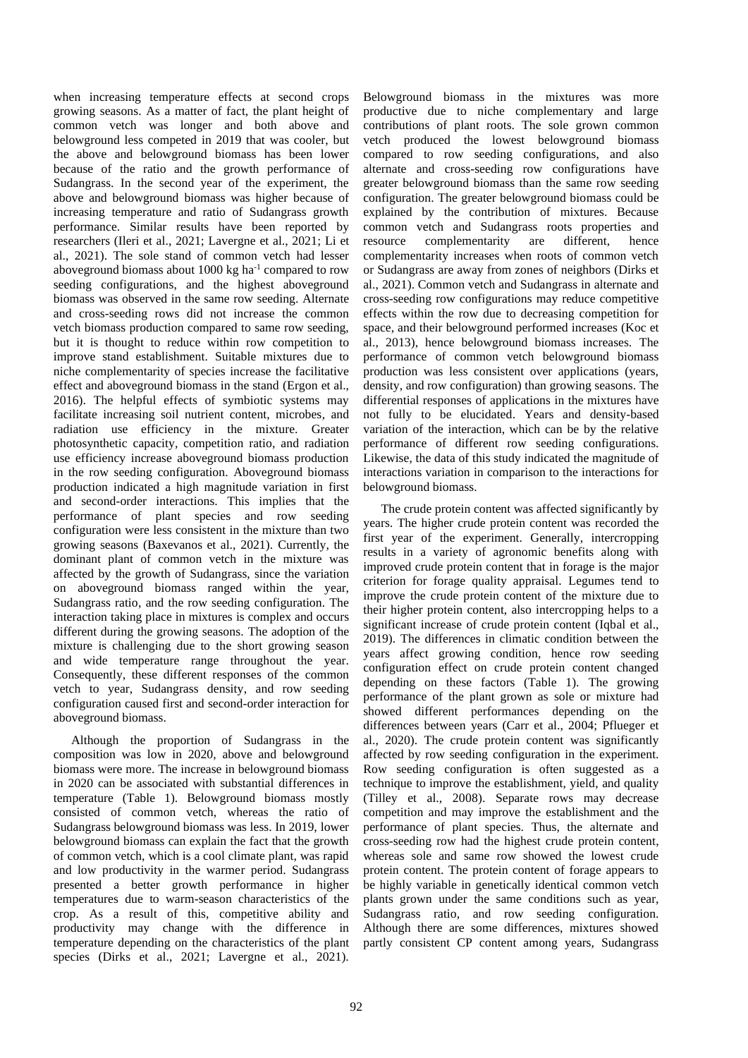when increasing temperature effects at second crops growing seasons. As a matter of fact, the plant height of common vetch was longer and both above and belowground less competed in 2019 that was cooler, but the above and belowground biomass has been lower because of the ratio and the growth performance of Sudangrass. In the second year of the experiment, the above and belowground biomass was higher because of increasing temperature and ratio of Sudangrass growth performance. Similar results have been reported by researchers (Ileri et al., 2021; Lavergne et al., 2021; Li et al., 2021). The sole stand of common vetch had lesser aboveground biomass about 1000 kg ha$^{-1}$ compared to row seeding configurations, and the highest aboveground biomass was observed in the same row seeding. Alternate and cross-seeding rows did not increase the common vetch biomass production compared to same row seeding, but it is thought to reduce within row competition to improve stand establishment. Suitable mixtures due to niche complementarity of species increase the facilitative effect and aboveground biomass in the stand (Ergon et al., 2016). The helpful effects of symbiotic systems may facilitate increasing soil nutrient content, microbes, and radiation use efficiency in the mixture. Greater photosynthetic capacity, competition ratio, and radiation use efficiency increase aboveground biomass production in the row seeding configuration. Aboveground biomass production indicated a high magnitude variation in first and second-order interactions. This implies that the performance of plant species and row seeding configuration were less consistent in the mixture than two growing seasons (Baxevanos et al., 2021). Currently, the dominant plant of common vetch in the mixture was affected by the growth of Sudangrass, since the variation on aboveground biomass ranged within the year, Sudangrass ratio, and the row seeding configuration. The interaction taking place in mixtures is complex and occurs different during the growing seasons. The adoption of the mixture is challenging due to the short growing season and wide temperature range throughout the year. Consequently, these different responses of the common vetch to year, Sudangrass density, and row seeding configuration caused first and second-order interaction for aboveground biomass.

Although the proportion of Sudangrass in the composition was low in 2020, above and belowground biomass were more. The increase in belowground biomass in 2020 can be associated with substantial differences in temperature (Table 1). Belowground biomass mostly consisted of common vetch, whereas the ratio of Sudangrass belowground biomass was less. In 2019, lower belowground biomass can explain the fact that the growth of common vetch, which is a cool climate plant, was rapid and low productivity in the warmer period. Sudangrass presented a better growth performance in higher temperatures due to warm-season characteristics of the crop. As a result of this, competitive ability and productivity may change with the difference in temperature depending on the characteristics of the plant species (Dirks et al., 2021; Lavergne et al., 2021). Belowground biomass in the mixtures was more productive due to niche complementary and large contributions of plant roots. The sole grown common vetch produced the lowest belowground biomass compared to row seeding configurations, and also alternate and cross-seeding row configurations have greater belowground biomass than the same row seeding configuration. The greater belowground biomass could be explained by the contribution of mixtures. Because common vetch and Sudangrass roots properties and resource complementarity are different, hence complementarity increases when roots of common vetch or Sudangrass are away from zones of neighbors (Dirks et al., 2021). Common vetch and Sudangrass in alternate and cross-seeding row configurations may reduce competitive effects within the row due to decreasing competition for space, and their belowground performed increases (Koc et al., 2013), hence belowground biomass increases. The performance of common vetch belowground biomass production was less consistent over applications (years, density, and row configuration) than growing seasons. The differential responses of applications in the mixtures have not fully to be elucidated. Years and density-based variation of the interaction, which can be by the relative performance of different row seeding configurations. Likewise, the data of this study indicated the magnitude of interactions variation in comparison to the interactions for belowground biomass.

The crude protein content was affected significantly by years. The higher crude protein content was recorded the first year of the experiment. Generally, intercropping results in a variety of agronomic benefits along with improved crude protein content that in forage is the major criterion for forage quality appraisal. Legumes tend to improve the crude protein content of the mixture due to their higher protein content, also intercropping helps to a significant increase of crude protein content (Iqbal et al., 2019). The differences in climatic condition between the years affect growing condition, hence row seeding configuration effect on crude protein content changed depending on these factors (Table 1). The growing performance of the plant grown as sole or mixture had showed different performances depending on the differences between years (Carr et al., 2004; Pflueger et al., 2020). The crude protein content was significantly affected by row seeding configuration in the experiment. Row seeding configuration is often suggested as a technique to improve the establishment, yield, and quality (Tilley et al., 2008). Separate rows may decrease competition and may improve the establishment and the performance of plant species. Thus, the alternate and cross-seeding row had the highest crude protein content, whereas sole and same row showed the lowest crude protein content. The protein content of forage appears to be highly variable in genetically identical common vetch plants grown under the same conditions such as year, Sudangrass ratio, and row seeding configuration. Although there are some differences, mixtures showed partly consistent CP content among years, Sudangrass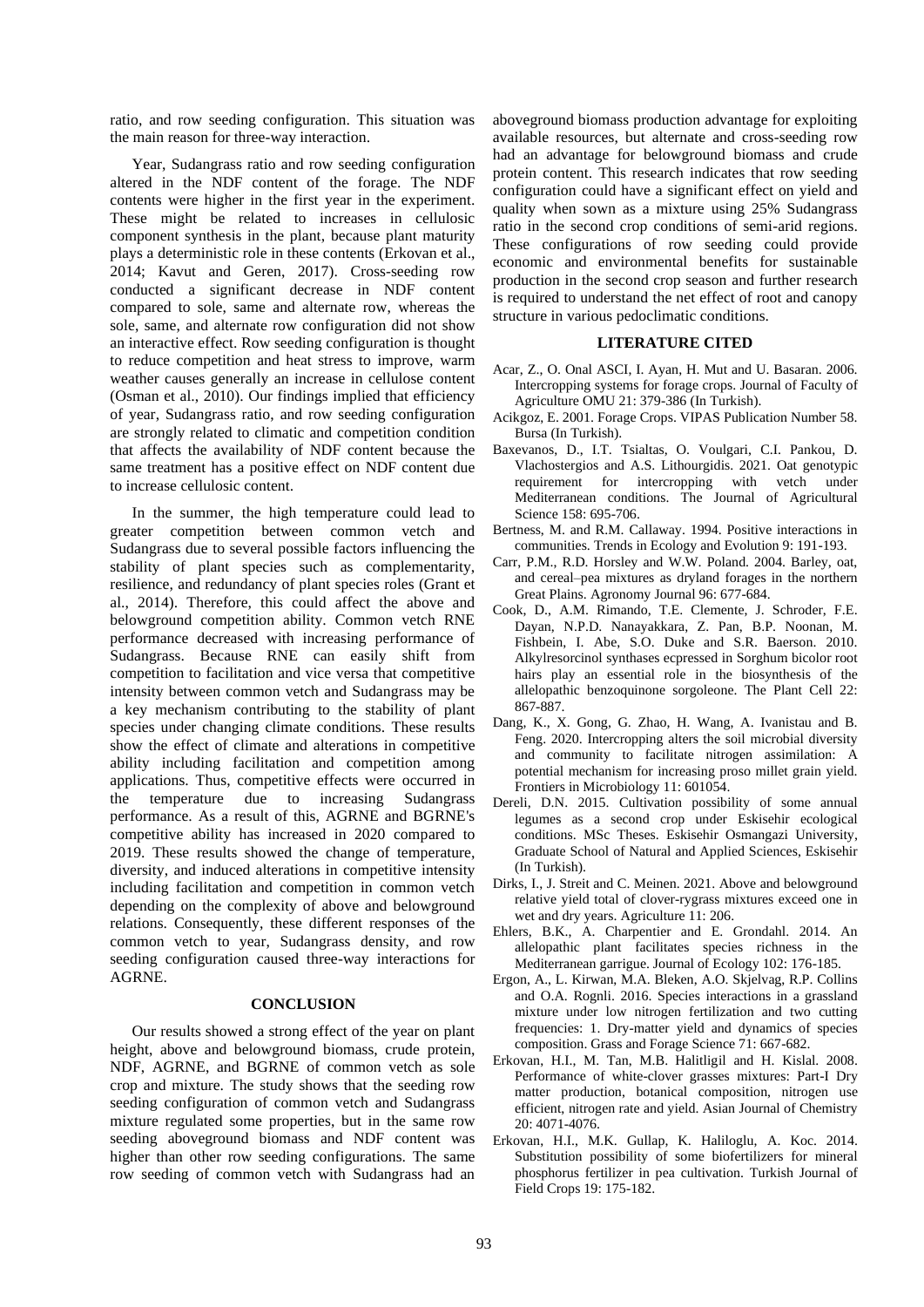ratio, and row seeding configuration. This situation was the main reason for three-way interaction.

Year, Sudangrass ratio and row seeding configuration altered in the NDF content of the forage. The NDF contents were higher in the first year in the experiment. These might be related to increases in cellulosic component synthesis in the plant, because plant maturity plays a deterministic role in these contents (Erkovan et al., 2014; Kavut and Geren, 2017). Cross-seeding row conducted a significant decrease in NDF content compared to sole, same and alternate row, whereas the sole, same, and alternate row configuration did not show an interactive effect. Row seeding configuration is thought to reduce competition and heat stress to improve, warm weather causes generally an increase in cellulose content (Osman et al., 2010). Our findings implied that efficiency of year, Sudangrass ratio, and row seeding configuration are strongly related to climatic and competition condition that affects the availability of NDF content because the same treatment has a positive effect on NDF content due to increase cellulosic content.

In the summer, the high temperature could lead to greater competition between common vetch and Sudangrass due to several possible factors influencing the stability of plant species such as complementarity, resilience, and redundancy of plant species roles (Grant et al., 2014). Therefore, this could affect the above and belowground competition ability. Common vetch RNE performance decreased with increasing performance of Sudangrass. Because RNE can easily shift from competition to facilitation and vice versa that competitive intensity between common vetch and Sudangrass may be a key mechanism contributing to the stability of plant species under changing climate conditions. These results show the effect of climate and alterations in competitive ability including facilitation and competition among applications. Thus, competitive effects were occurred in the temperature due to increasing Sudangrass performance. As a result of this, AGRNE and BGRNE's competitive ability has increased in 2020 compared to 2019. These results showed the change of temperature, diversity, and induced alterations in competitive intensity including facilitation and competition in common vetch depending on the complexity of above and belowground relations. Consequently, these different responses of the common vetch to year, Sudangrass density, and row seeding configuration caused three-way interactions for AGRNE.

## CONCLUSION

Our results showed a strong effect of the year on plant height, above and belowground biomass, crude protein, NDF, AGRNE, and BGRNE of common vetch as sole crop and mixture. The study shows that the seeding row seeding configuration of common vetch and Sudangrass mixture regulated some properties, but in the same row seeding aboveground biomass and NDF content was higher than other row seeding configurations. The same row seeding of common vetch with Sudangrass had an aboveground biomass production advantage for exploiting available resources, but alternate and cross-seeding row had an advantage for belowground biomass and crude protein content. This research indicates that row seeding configuration could have a significant effect on yield and quality when sown as a mixture using 25% Sudangrass ratio in the second crop conditions of semi-arid regions. These configurations of row seeding could provide economic and environmental benefits for sustainable production in the second crop season and further research is required to understand the net effect of root and canopy structure in various pedoclimatic conditions.

## LITERATURE CITED

Acar, Z., O. Onal ASCI, I. Ayan, H. Mut and U. Basaran. 2006. Intercropping systems for forage crops. Journal of Faculty of Agriculture OMU 21: 379-386 (In Turkish).

Acikgoz, E. 2001. Forage Crops. VIPAS Publication Number 58. Bursa (In Turkish).

Baxevanos, D., I.T. Tsialtas, O. Voulgari, C.I. Pankou, D. Vlachostergios and A.S. Lithourgidis. 2021. Oat genotypic requirement for intercropping with vetch under Mediterranean conditions. The Journal of Agricultural Science 158: 695-706.

Bertness, M. and R.M. Callaway. 1994. Positive interactions in communities. Trends in Ecology and Evolution 9: 191-193.

Carr, P.M., R.D. Horsley and W.W. Poland. 2004. Barley, oat, and cereal–pea mixtures as dryland forages in the northern Great Plains. Agronomy Journal 96: 677-684.

Cook, D., A.M. Rimando, T.E. Clemente, J. Schroder, F.E. Dayan, N.P.D. Nanayakkara, Z. Pan, B.P. Noonan, M. Fishbein, I. Abe, S.O. Duke and S.R. Baerson. 2010. Alkylresorcinol synthases ecpressed in Sorghum bicolor root hairs play an essential role in the biosynthesis of the allelopathic benzoquinone sorgoleone. The Plant Cell 22: 867-887.

Dang, K., X. Gong, G. Zhao, H. Wang, A. Ivanistau and B. Feng. 2020. Intercropping alters the soil microbial diversity and community to facilitate nitrogen assimilation: A potential mechanism for increasing proso millet grain yield. Frontiers in Microbiology 11: 601054.

Dereli, D.N. 2015. Cultivation possibility of some annual legumes as a second crop under Eskisehir ecological conditions. MSc Theses. Eskisehir Osmangazi University, Graduate School of Natural and Applied Sciences, Eskisehir (In Turkish).

Dirks, I., J. Streit and C. Meinen. 2021. Above and belowground relative yield total of clover-rygrass mixtures exceed one in wet and dry years. Agriculture 11: 206.

Ehlers, B.K., A. Charpentier and E. Grondahl. 2014. An allelopathic plant facilitates species richness in the Mediterranean garrigue. Journal of Ecology 102: 176-185.

Ergon, A., L. Kirwan, M.A. Bleken, A.O. Skjelvag, R.P. Collins and O.A. Rognli. 2016. Species interactions in a grassland mixture under low nitrogen fertilization and two cutting frequencies: 1. Dry-matter yield and dynamics of species composition. Grass and Forage Science 71: 667-682.

Erkovan, H.I., M. Tan, M.B. Halitligil and H. Kislal. 2008. Performance of white-clover grasses mixtures: Part-I Dry matter production, botanical composition, nitrogen use efficient, nitrogen rate and yield. Asian Journal of Chemistry 20: 4071-4076.

Erkovan, H.I., M.K. Gullap, K. Haliloglu, A. Koc. 2014. Substitution possibility of some biofertilizers for mineral phosphorus fertilizer in pea cultivation. Turkish Journal of Field Crops 19: 175-182.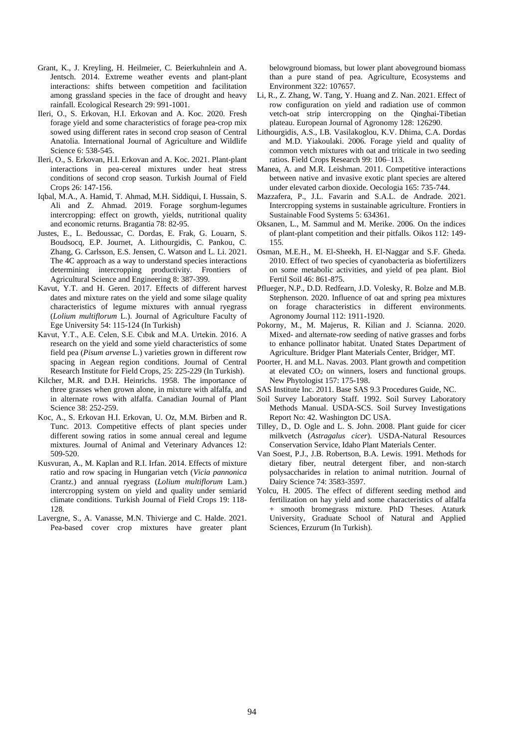Grant, K., J. Kreyling, H. Heilmeier, C. Beierkuhnlein and A. Jentsch. 2014. Extreme weather events and plant-plant interactions: shifts between competition and facilitation among grassland species in the face of drought and heavy rainfall. Ecological Research 29: 991-1001.

Ileri, O., S. Erkovan, H.I. Erkovan and A. Koc. 2020. Fresh forage yield and some characteristics of forage pea-crop mix sowed using different rates in second crop season of Central Anatolia. International Journal of Agriculture and Wildlife Science 6: 538-545.

Ileri, O., S. Erkovan, H.I. Erkovan and A. Koc. 2021. Plant-plant interactions in pea-cereal mixtures under heat stress conditions of second crop season. Turkish Journal of Field Crops 26: 147-156.

Iqbal, M.A., A. Hamid, T. Ahmad, M.H. Siddiqui, I. Hussain, S. Ali and Z. Ahmad. 2019. Forage sorghum-legumes intercropping: effect on growth, yields, nutritional quality and economic returns. Bragantia 78: 82-95.

Justes, E., L. Bedoussac, C. Dordas, E. Frak, G. Louarn, S. Boudsocq, E.P. Journet, A. Lithourgidis, C. Pankou, C. Zhang, G. Carlsson, E.S. Jensen, C. Watson and L. Li. 2021. The 4C approach as a way to understand species interactions determining intercropping productivity. Frontiers of Agricultural Science and Engineering 8: 387-399.

Kavut, Y.T. and H. Geren. 2017. Effects of different harvest dates and mixture rates on the yield and some silage quality characteristics of legume mixtures with annual ryegrass (*Lolium multiflorum* L.). Journal of Agriculture Faculty of Ege University 54: 115-124 (In Turkish)

Kavut, Y.T., A.E. Celen, S.E. Cıbık and M.A. Urtekin. 2016. A research on the yield and some yield characteristics of some field pea (*Pisum arvense* L.) varieties grown in different row spacing in Aegean region conditions. Journal of Central Research Institute for Field Crops, 25: 225-229 (In Turkish).

Kilcher, M.R. and D.H. Heinrichs. 1958. The importance of three grasses when grown alone, in mixture with alfalfa, and in alternate rows with alfalfa. Canadian Journal of Plant Science 38: 252-259.

Koc, A., S. Erkovan H.I. Erkovan, U. Oz, M.M. Birben and R. Tunc. 2013. Competitive effects of plant species under different sowing ratios in some annual cereal and legume mixtures. Journal of Animal and Veterinary Advances 12: 509-520.

Kusvuran, A., M. Kaplan and R.I. Irfan. 2014. Effects of mixture ratio and row spacing in Hungarian vetch (*Vicia pannonica* Crantz.) and annual ryegrass (*Lolium multiflorum* Lam.) intercropping system on yield and quality under semiarid climate conditions. Turkish Journal of Field Crops 19: 118-128.

Lavergne, S., A. Vanasse, M.N. Thivierge and C. Halde. 2021. Pea-based cover crop mixtures have greater plant belowground biomass, but lower plant aboveground biomass than a pure stand of pea. Agriculture, Ecosystems and Environment 322: 107657.

Li, R., Z. Zhang, W. Tang, Y. Huang and Z. Nan. 2021. Effect of row configuration on yield and radiation use of common vetch-oat strip intercropping on the Qinghai-Tibetian plateau. European Journal of Agronomy 128: 126290.

Lithourgidis, A.S., I.B. Vasilakoglou, K.V. Dhima, C.A. Dordas and M.D. Yiakoulaki. 2006. Forage yield and quality of common vetch mixtures with oat and triticale in two seeding ratios. Field Crops Research 99: 106–113.

Manea, A. and M.R. Leishman. 2011. Competitive interactions between native and invasive exotic plant species are altered under elevated carbon dioxide. Oecologia 165: 735-744.

Mazzafera, P., J.L. Favarin and S.A.L. de Andrade. 2021. Intercropping systems in sustainable agriculture. Frontiers in Sustainable Food Systems 5: 634361.

Oksanen, L., M. Sammul and M. Merike. 2006. On the indices of plant-plant competition and their pitfalls. Oikos 112: 149-155.

Osman, M.E.H., M. El-Sheekh, H. El-Naggar and S.F. Gheda. 2010. Effect of two species of cyanobacteria as biofertilizers on some metabolic activities, and yield of pea plant. Biol Fertil Soil 46: 861-875.

Pflueger, N.P., D.D. Redfearn, J.D. Volesky, R. Bolze and M.B. Stephenson. 2020. Influence of oat and spring pea mixtures on forage characteristics in different environments. Agronomy Journal 112: 1911-1920.

Pokorny, M., M. Majerus, R. Kilian and J. Scianna. 2020. Mixed- and alternate-row seeding of native grasses and forbs to enhance pollinator habitat. Unated States Department of Agriculture. Bridger Plant Materials Center, Bridger, MT.

Poorter, H. and M.L. Navas. 2003. Plant growth and competition at elevated $CO_2$ on winners, losers and functional groups. New Phytologist 157: 175-198.

SAS Institute Inc. 2011. Base SAS 9.3 Procedures Guide, NC.

Soil Survey Laboratory Staff. 1992. Soil Survey Laboratory Methods Manual. USDA-SCS. Soil Survey Investigations Report No: 42. Washington DC USA.

Tilley, D., D. Ogle and L. S. John. 2008. Plant guide for cicer milkvetch (*Astragalus cicer*). USDA-Natural Resources Conservation Service, Idaho Plant Materials Center.

Van Soest, P.J., J.B. Robertson, B.A. Lewis. 1991. Methods for dietary fiber, neutral detergent fiber, and non-starch polysaccharides in relation to animal nutrition. Journal of Dairy Science 74: 3583-3597.

Yolcu, H. 2005. The effect of different seeding method and fertilization on hay yield and some characteristics of alfalfa + smooth bromegrass mixture. PhD Theses. Ataturk University, Graduate School of Natural and Applied Sciences, Erzurum (In Turkish).